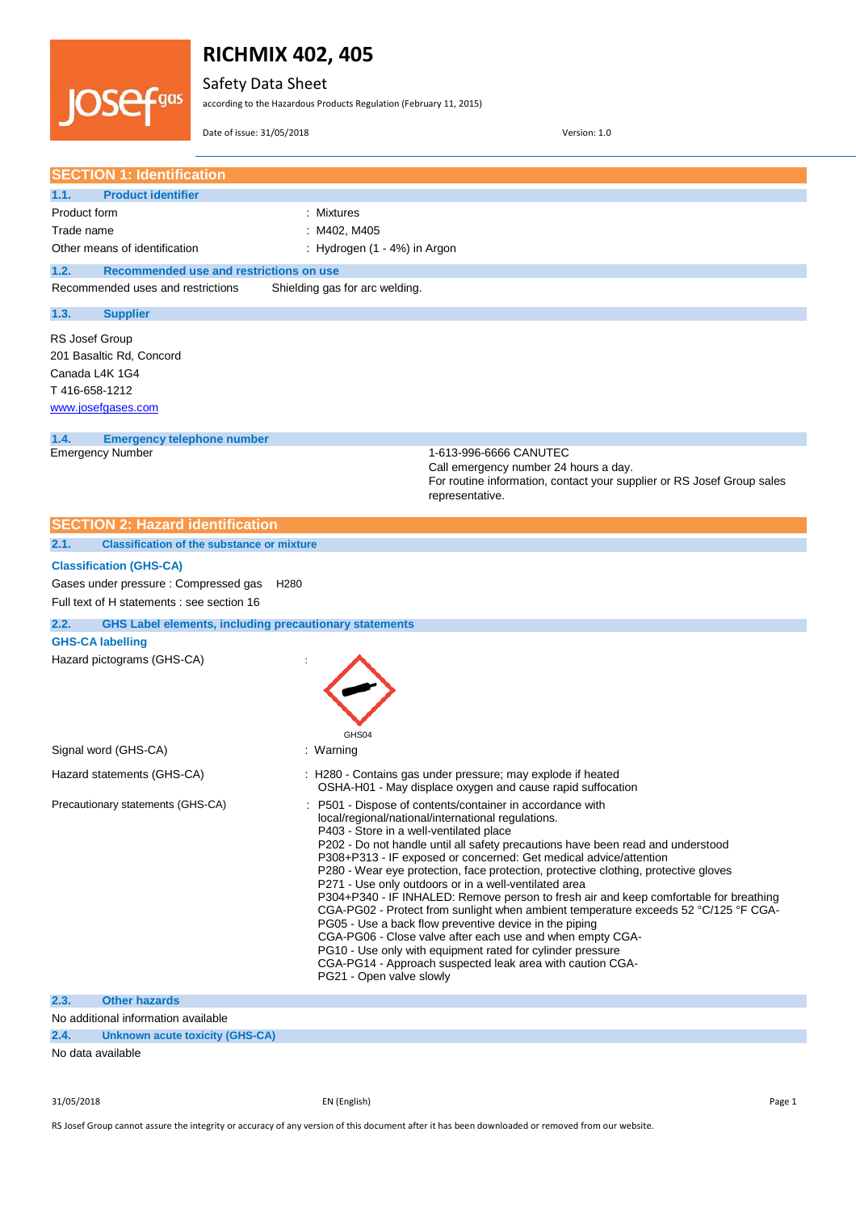# RICHMIX 402, 405

Safety Data Sheet

according to the Hazardous Products Regulation (February 11, 2015)

Date of issue: 31/05/2018 Version: 1.0

## SECTION 1: Identification

### 1.1. Product identifier

| | |
|---|---|
| Product form | : Mixtures |
| Trade name | : M402, M405 |
| Other means of identification | : Hydrogen (1 - 4%) in Argon |

### 1.2. Recommended use and restrictions on use

Recommended uses and restrictions Shielding gas for arc welding.

### 1.3. Supplier

RS Josef Group
201 Basaltic Rd, Concord
Canada L4K 1G4
T 416-658-1212
www.josefgases.com

### 1.4. Emergency telephone number

Emergency Number

1-613-996-6666 CANUTEC
Call emergency number 24 hours a day.
For routine information, contact your supplier or RS Josef Group sales representative.

## SECTION 2: Hazard identification

### 2.1. Classification of the substance or mixture

**Classification (GHS-CA)**

Gases under pressure : Compressed gas H280

Full text of H statements : see section 16

### 2.2. GHS Label elements, including precautionary statements

**GHS-CA labelling**

Hazard pictograms (GHS-CA) :

GHS04

Signal word (GHS-CA) : Warning

Hazard statements (GHS-CA) : H280 - Contains gas under pressure; may explode if heated
OSHA-H01 - May displace oxygen and cause rapid suffocation

Precautionary statements (GHS-CA) : P501 - Dispose of contents/container in accordance with local/regional/national/international regulations.
P403 - Store in a well-ventilated place
P202 - Do not handle until all safety precautions have been read and understood
P308+P313 - IF exposed or concerned: Get medical advice/attention
P280 - Wear eye protection, face protection, protective clothing, protective gloves
P271 - Use only outdoors or in a well-ventilated area
P304+P340 - IF INHALED: Remove person to fresh air and keep comfortable for breathing
CGA-PG02 - Protect from sunlight when ambient temperature exceeds 52 °C/125 °F CGA-PG05 - Use a back flow preventive device in the piping
CGA-PG06 - Close valve after each use and when empty CGA-PG10 - Use only with equipment rated for cylinder pressure
CGA-PG14 - Approach suspected leak area with caution CGA-PG21 - Open valve slowly

### 2.3. Other hazards

No additional information available

### 2.4. Unknown acute toxicity (GHS-CA)

No data available

RS Josef Group cannot assure the integrity or accuracy of any version of this document after it has been downloaded or removed from our website.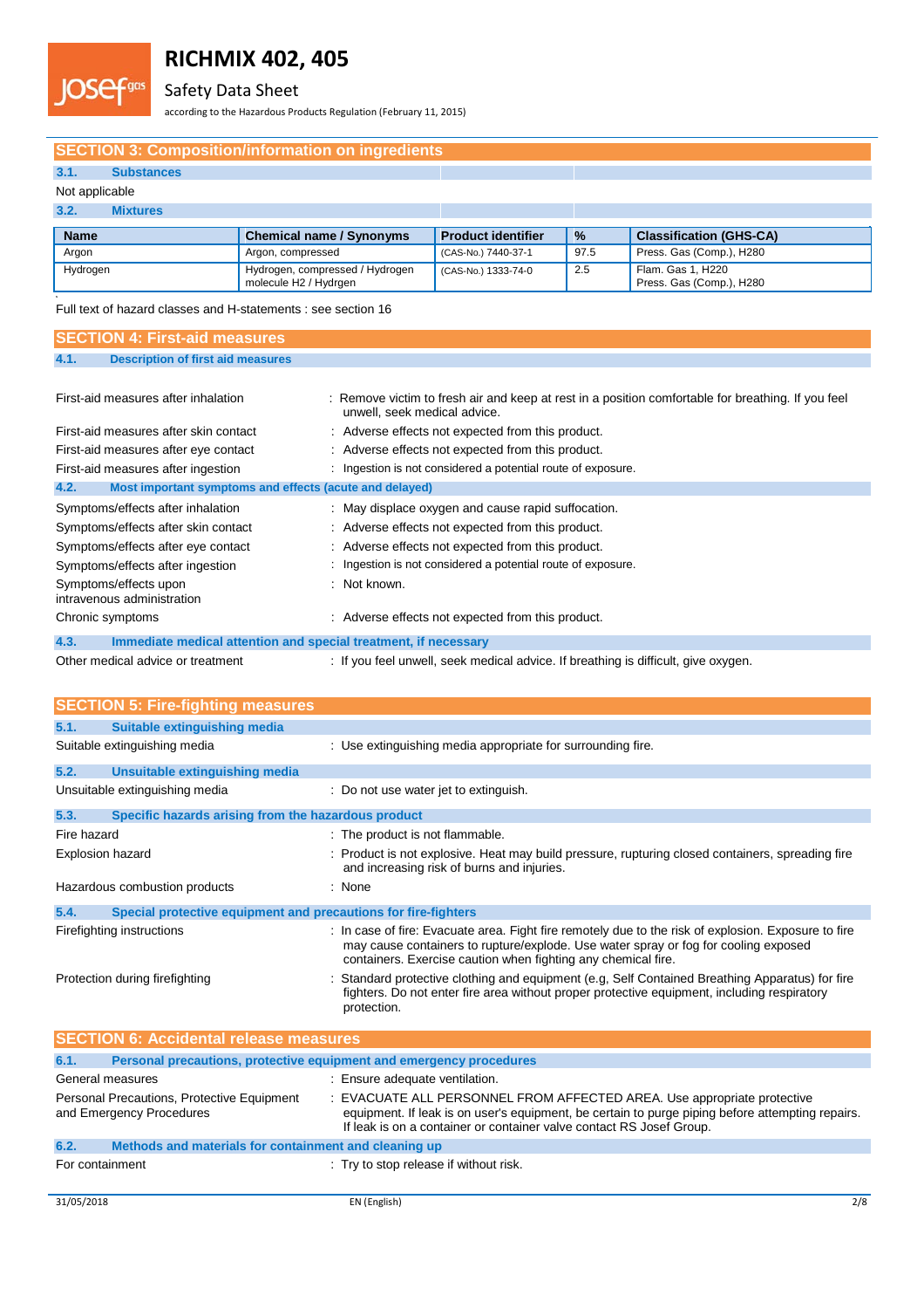## SECTION 3: Composition/information on ingredients

### 3.1. Substances

Not applicable

### 3.2. Mixtures

| Name | Chemical name / Synonyms | Product identifier | % | Classification (GHS-CA) |
|---|---|---|---|---|
| Argon | Argon, compressed | (CAS-No.) 7440-37-1 | 97.5 | Press. Gas (Comp.), H280 |
| Hydrogen | Hydrogen, compressed / Hydrogen molecule H2 / Hydrgen | (CAS-No.) 1333-74-0 | 2.5 | Flam. Gas 1, H220<br>Press. Gas (Comp.), H280 |

Full text of hazard classes and H-statements : see section 16

## SECTION 4: First-aid measures

### 4.1. Description of first aid measures

| | |
|---|---|
| First-aid measures after inhalation | : Remove victim to fresh air and keep at rest in a position comfortable for breathing. If you feel unwell, seek medical advice. |
| First-aid measures after skin contact | : Adverse effects not expected from this product. |
| First-aid measures after eye contact | : Adverse effects not expected from this product. |
| First-aid measures after ingestion | : Ingestion is not considered a potential route of exposure. |

### 4.2. Most important symptoms and effects (acute and delayed)

| | |
|---|---|
| Symptoms/effects after inhalation | : May displace oxygen and cause rapid suffocation. |
| Symptoms/effects after skin contact | : Adverse effects not expected from this product. |
| Symptoms/effects after eye contact | : Adverse effects not expected from this product. |
| Symptoms/effects after ingestion | : Ingestion is not considered a potential route of exposure. |
| Symptoms/effects upon intravenous administration | : Not known. |
| Chronic symptoms | : Adverse effects not expected from this product. |

### 4.3. Immediate medical attention and special treatment, if necessary

| | |
|---|---|
| Other medical advice or treatment | : If you feel unwell, seek medical advice. If breathing is difficult, give oxygen. |

## SECTION 5: Fire-fighting measures

### 5.1. Suitable extinguishing media

| | |
|---|---|
| Suitable extinguishing media | : Use extinguishing media appropriate for surrounding fire. |

### 5.2. Unsuitable extinguishing media

| | |
|---|---|
| Unsuitable extinguishing media | : Do not use water jet to extinguish. |

### 5.3. Specific hazards arising from the hazardous product

| | |
|---|---|
| Fire hazard | : The product is not flammable. |
| Explosion hazard | : Product is not explosive. Heat may build pressure, rupturing closed containers, spreading fire and increasing risk of burns and injuries. |
| Hazardous combustion products | : None |

### 5.4. Special protective equipment and precautions for fire-fighters

| | |
|---|---|
| Firefighting instructions | : In case of fire: Evacuate area. Fight fire remotely due to the risk of explosion. Exposure to fire may cause containers to rupture/explode. Use water spray or fog for cooling exposed containers. Exercise caution when fighting any chemical fire. |
| Protection during firefighting | : Standard protective clothing and equipment (e.g, Self Contained Breathing Apparatus) for fire fighters. Do not enter fire area without proper protective equipment, including respiratory protection. |

## SECTION 6: Accidental release measures

### 6.1. Personal precautions, protective equipment and emergency procedures

| | |
|---|---|
| General measures | : Ensure adequate ventilation. |
| Personal Precautions, Protective Equipment and Emergency Procedures | : EVACUATE ALL PERSONNEL FROM AFFECTED AREA. Use appropriate protective equipment. If leak is on user's equipment, be certain to purge piping before attempting repairs. If leak is on a container or container valve contact RS Josef Group. |

### 6.2. Methods and materials for containment and cleaning up

| | |
|---|---|
| For containment | : Try to stop release if without risk. |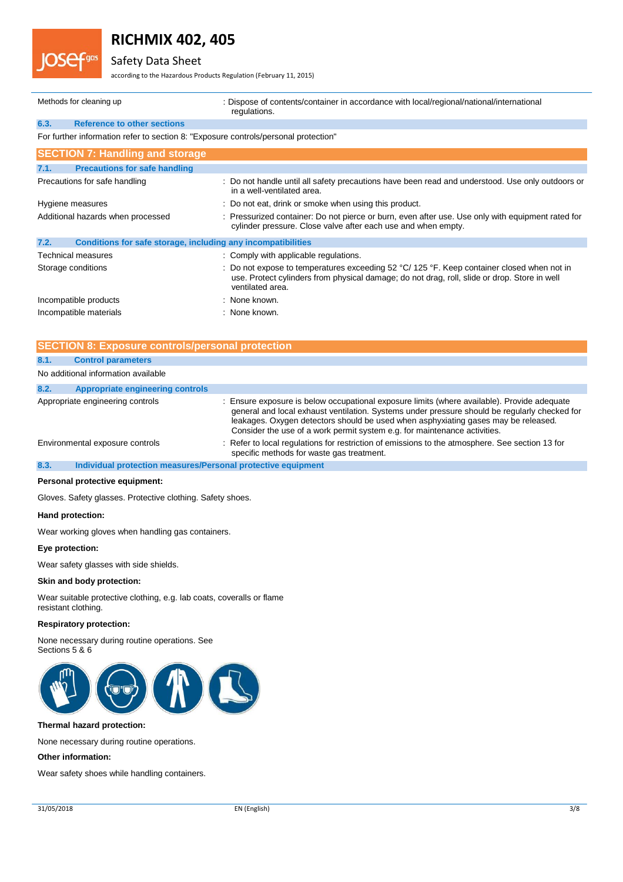| | |
|---|---|
| Methods for cleaning up | : Dispose of contents/container in accordance with local/regional/national/international regulations. |

### 6.3. Reference to other sections

For further information refer to section 8: "Exposure controls/personal protection"

## SECTION 7: Handling and storage

### 7.1. Precautions for safe handling

| | |
|---|---|
| Precautions for safe handling | : Do not handle until all safety precautions have been read and understood. Use only outdoors or in a well-ventilated area. |
| Hygiene measures | : Do not eat, drink or smoke when using this product. |
| Additional hazards when processed | : Pressurized container: Do not pierce or burn, even after use. Use only with equipment rated for cylinder pressure. Close valve after each use and when empty. |

### 7.2. Conditions for safe storage, including any incompatibilities

| | |
|---|---|
| Technical measures | : Comply with applicable regulations. |
| Storage conditions | : Do not expose to temperatures exceeding 52 °C/ 125 °F. Keep container closed when not in use. Protect cylinders from physical damage; do not drag, roll, slide or drop. Store in well ventilated area. |
| Incompatible products | : None known. |
| Incompatible materials | : None known. |

## SECTION 8: Exposure controls/personal protection

### 8.1. Control parameters

No additional information available

### 8.2. Appropriate engineering controls

| | |
|---|---|
| Appropriate engineering controls | : Ensure exposure is below occupational exposure limits (where available). Provide adequate general and local exhaust ventilation. Systems under pressure should be regularly checked for leakages. Oxygen detectors should be used when asphyxiating gases may be released. Consider the use of a work permit system e.g. for maintenance activities. |
| Environmental exposure controls | : Refer to local regulations for restriction of emissions to the atmosphere. See section 13 for specific methods for waste gas treatment. |

### 8.3. Individual protection measures/Personal protective equipment

**Personal protective equipment:**

Gloves. Safety glasses. Protective clothing. Safety shoes.

**Hand protection:**

Wear working gloves when handling gas containers.

**Eye protection:**

Wear safety glasses with side shields.

**Skin and body protection:**

Wear suitable protective clothing, e.g. lab coats, coveralls or flame resistant clothing.

**Respiratory protection:**

None necessary during routine operations. See Sections 5 & 6

**Thermal hazard protection:**

None necessary during routine operations.

**Other information:**

Wear safety shoes while handling containers.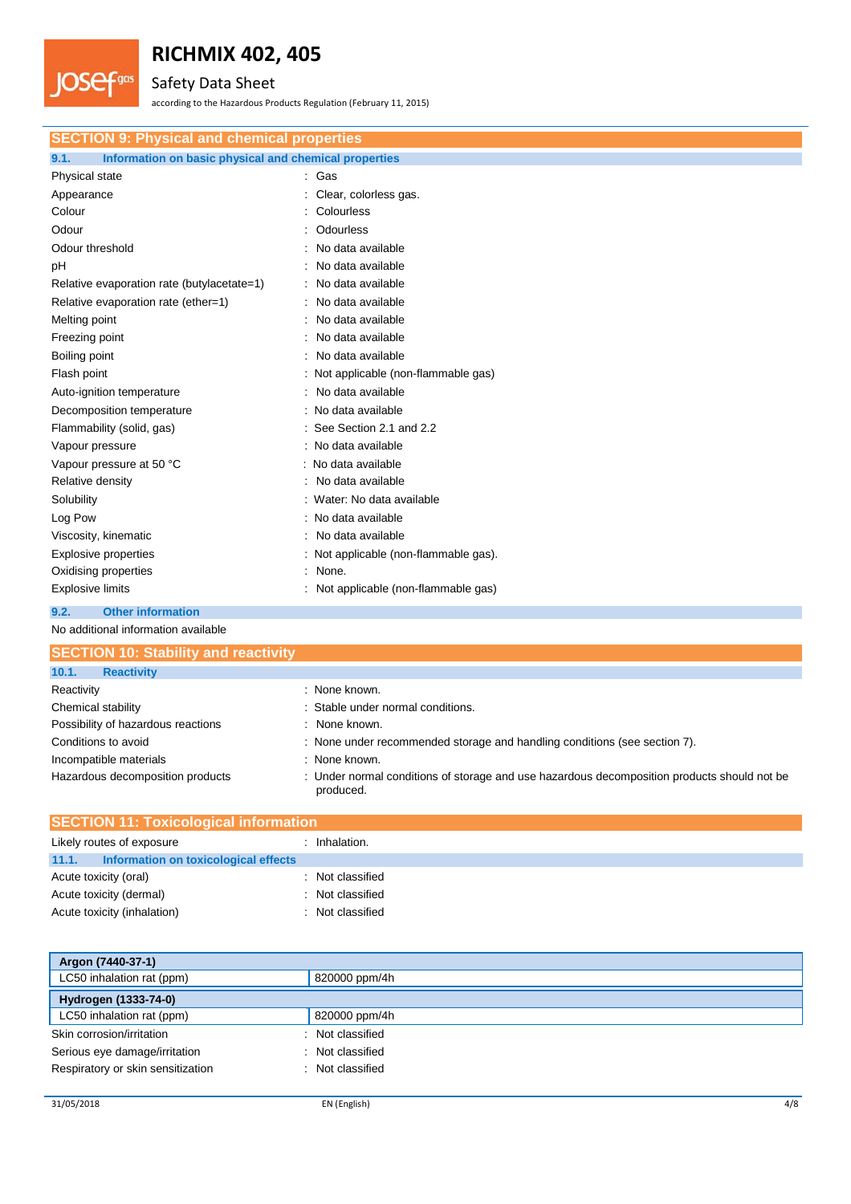## SECTION 9: Physical and chemical properties

### 9.1. Information on basic physical and chemical properties

| | |
|---|---|
| Physical state | : Gas |
| Appearance | : Clear, colorless gas. |
| Colour | : Colourless |
| Odour | : Odourless |
| Odour threshold | : No data available |
| pH | : No data available |
| Relative evaporation rate (butylacetate=1) | : No data available |
| Relative evaporation rate (ether=1) | : No data available |
| Melting point | : No data available |
| Freezing point | : No data available |
| Boiling point | : No data available |
| Flash point | : Not applicable (non-flammable gas) |
| Auto-ignition temperature | : No data available |
| Decomposition temperature | : No data available |
| Flammability (solid, gas) | : See Section 2.1 and 2.2 |
| Vapour pressure | : No data available |
| Vapour pressure at 50 °C | : No data available |
| Relative density | : No data available |
| Solubility | : Water: No data available |
| Log Pow | : No data available |
| Viscosity, kinematic | : No data available |
| Explosive properties | : Not applicable (non-flammable gas). |
| Oxidising properties | : None. |
| Explosive limits | : Not applicable (non-flammable gas) |

### 9.2. Other information

No additional information available

## SECTION 10: Stability and reactivity

### 10.1. Reactivity

| | |
|---|---|
| Reactivity | : None known. |
| Chemical stability | : Stable under normal conditions. |
| Possibility of hazardous reactions | : None known. |
| Conditions to avoid | : None under recommended storage and handling conditions (see section 7). |
| Incompatible materials | : None known. |
| Hazardous decomposition products | : Under normal conditions of storage and use hazardous decomposition products should not be produced. |

## SECTION 11: Toxicological information

| | |
|---|---|
| Likely routes of exposure | : Inhalation. |

### 11.1. Information on toxicological effects

| | |
|---|---|
| Acute toxicity (oral) | : Not classified |
| Acute toxicity (dermal) | : Not classified |
| Acute toxicity (inhalation) | : Not classified |

| Argon (7440-37-1) | |
|---|---|
| LC50 inhalation rat (ppm) | 820000 ppm/4h |
| **Hydrogen (1333-74-0)** | |
| LC50 inhalation rat (ppm) | 820000 ppm/4h |

| | |
|---|---|
| Skin corrosion/irritation | : Not classified |
| Serious eye damage/irritation | : Not classified |
| Respiratory or skin sensitization | : Not classified |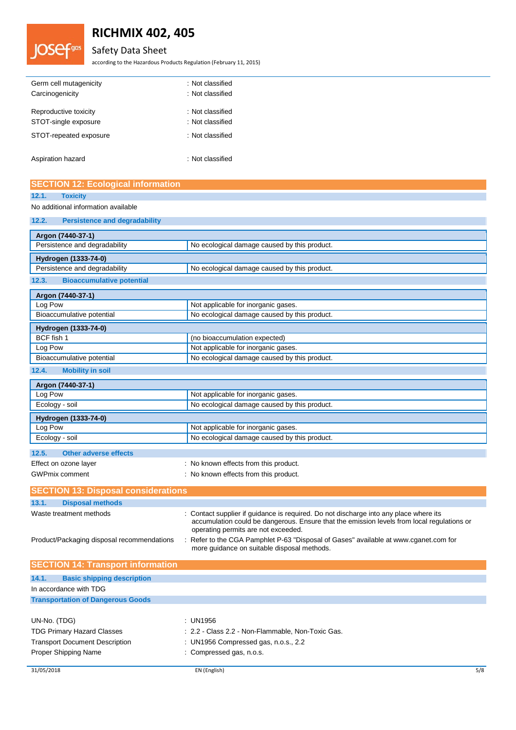Germ cell mutagenicity : Not classified

Carcinogenicity : Not classified

Reproductive toxicity : Not classified

STOT-single exposure : Not classified

STOT-repeated exposure : Not classified

Aspiration hazard : Not classified

## SECTION 12: Ecological information

### 12.1. Toxicity

No additional information available

### 12.2. Persistence and degradability

| Argon (7440-37-1) | |
|---|---|
| Persistence and degradability | No ecological damage caused by this product. |

| Hydrogen (1333-74-0) | |
|---|---|
| Persistence and degradability | No ecological damage caused by this product. |

### 12.3. Bioaccumulative potential

| Argon (7440-37-1) | |
|---|---|
| Log Pow | Not applicable for inorganic gases. |
| Bioaccumulative potential | No ecological damage caused by this product. |

| Hydrogen (1333-74-0) | |
|---|---|
| BCF fish 1 | (no bioaccumulation expected) |
| Log Pow | Not applicable for inorganic gases. |
| Bioaccumulative potential | No ecological damage caused by this product. |

### 12.4. Mobility in soil

| Argon (7440-37-1) | |
|---|---|
| Log Pow | Not applicable for inorganic gases. |
| Ecology - soil | No ecological damage caused by this product. |

| Hydrogen (1333-74-0) | |
|---|---|
| Log Pow | Not applicable for inorganic gases. |
| Ecology - soil | No ecological damage caused by this product. |

### 12.5. Other adverse effects

Effect on ozone layer : No known effects from this product.

GWPmix comment : No known effects from this product.

## SECTION 13: Disposal considerations

### 13.1. Disposal methods

Waste treatment methods : Contact supplier if guidance is required. Do not discharge into any place where its accumulation could be dangerous. Ensure that the emission levels from local regulations or operating permits are not exceeded.

Product/Packaging disposal recommendations : Refer to the CGA Pamphlet P-63 "Disposal of Gases" available at www.cganet.com for more guidance on suitable disposal methods.

## SECTION 14: Transport information

### 14.1. Basic shipping description

In accordance with TDG

**Transportation of Dangerous Goods**

UN-No. (TDG) : UN1956

TDG Primary Hazard Classes : 2.2 - Class 2.2 - Non-Flammable, Non-Toxic Gas.

Transport Document Description : UN1956 Compressed gas, n.o.s., 2.2

Proper Shipping Name : Compressed gas, n.o.s.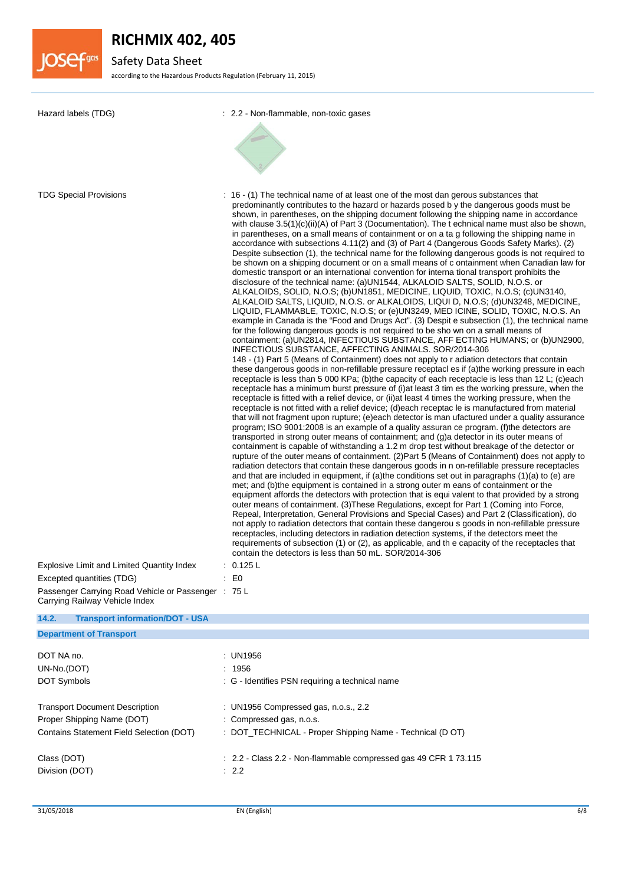| | |
|---|---|
| Hazard labels (TDG) | : 2.2 - Non-flammable, non-toxic gases |
| TDG Special Provisions | : 16 - (1) The technical name of at least one of the most dan gerous substances that predominantly contributes to the hazard or hazards posed b y the dangerous goods must be shown, in parentheses, on the shipping document following the shipping name in accordance with clause 3.5(1)(c)(ii)(A) of Part 3 (Documentation). The t echnical name must also be shown, in parentheses, on a small means of containment or on a ta g following the shipping name in accordance with subsections 4.11(2) and (3) of Part 4 (Dangerous Goods Safety Marks). (2) Despite subsection (1), the technical name for the following dangerous goods is not required to be shown on a shipping document or on a small means of c ontainment when Canadian law for domestic transport or an international convention for interna tional transport prohibits the disclosure of the technical name: (a)UN1544, ALKALOID SALTS, SOLID, N.O.S. or ALKALOIDS, SOLID, N.O.S; (b)UN1851, MEDICINE, LIQUID, TOXIC, N.O.S; (c)UN3140, ALKALOID SALTS, LIQUID, N.O.S. or ALKALOIDS, LIQUI D, N.O.S; (d)UN3248, MEDICINE, LIQUID, FLAMMABLE, TOXIC, N.O.S; or (e)UN3249, MED ICINE, SOLID, TOXIC, N.O.S. An example in Canada is the "Food and Drugs Act". (3) Despit e subsection (1), the technical name for the following dangerous goods is not required to be sho wn on a small means of containment: (a)UN2814, INFECTIOUS SUBSTANCE, AFF ECTING HUMANS; or (b)UN2900, INFECTIOUS SUBSTANCE, AFFECTING ANIMALS. SOR/2014-306<br>148 - (1) Part 5 (Means of Containment) does not apply to r adiation detectors that contain these dangerous goods in non-refillable pressure receptacl es if (a)the working pressure in each receptacle is less than 5 000 KPa; (b)the capacity of each receptacle is less than 12 L; (c)each receptacle has a minimum burst pressure of (i)at least 3 tim es the working pressure, when the receptacle is fitted with a relief device, or (ii)at least 4 times the working pressure, when the receptacle is not fitted with a relief device; (d)each receptac le is manufactured from material that will not fragment upon rupture; (e)each detector is man ufactured under a quality assurance program; ISO 9001:2008 is an example of a quality assuran ce program. (f)the detectors are transported in strong outer means of containment; and (g)a detector in its outer means of containment is capable of withstanding a 1.2 m drop test without breakage of the detector or rupture of the outer means of containment. (2)Part 5 (Means of Containment) does not apply to radiation detectors that contain these dangerous goods in n on-refillable pressure receptacles and that are included in equipment, if (a)the conditions set out in paragraphs (1)(a) to (e) are met; and (b)the equipment is contained in a strong outer m eans of containment or the equipment affords the detectors with protection that is equi valent to that provided by a strong outer means of containment. (3)These Regulations, except for Part 1 (Coming into Force, Repeal, Interpretation, General Provisions and Special Cases) and Part 2 (Classification), do not apply to radiation detectors that contain these dangerou s goods in non-refillable pressure receptacles, including detectors in radiation detection systems, if the detectors meet the requirements of subsection (1) or (2), as applicable, and th e capacity of the receptacles that contain the detectors is less than 50 mL. SOR/2014-306 |
| Explosive Limit and Limited Quantity Index | : 0.125 L |
| Excepted quantities (TDG) | : E0 |
| Passenger Carrying Road Vehicle or Passenger Carrying Railway Vehicle Index | : 75 L |

## 14.2. Transport information/DOT - USA

### Department of Transport

| | |
|---|---|
| DOT NA no. | : UN1956 |
| UN-No.(DOT) | : 1956 |
| DOT Symbols | : G - Identifies PSN requiring a technical name |
| Transport Document Description | : UN1956 Compressed gas, n.o.s., 2.2 |
| Proper Shipping Name (DOT) | : Compressed gas, n.o.s. |
| Contains Statement Field Selection (DOT) | : DOT_TECHNICAL - Proper Shipping Name - Technical (D OT) |
| Class (DOT) | : 2.2 - Class 2.2 - Non-flammable compressed gas 49 CFR 1 73.115 |
| Division (DOT) | : 2.2 |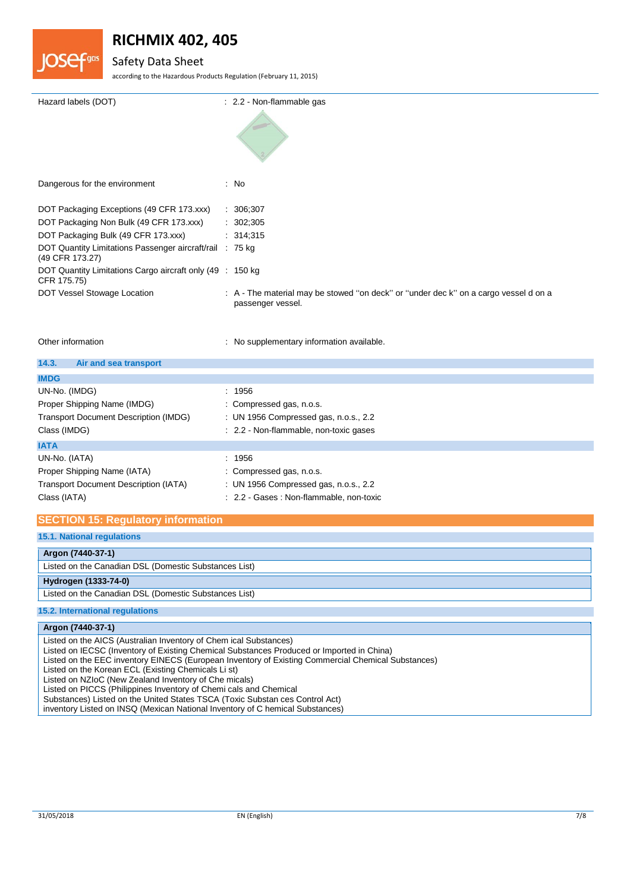| | |
|---|---|
| Hazard labels (DOT) | : 2.2 - Non-flammable gas |
| Dangerous for the environment | : No |
| DOT Packaging Exceptions (49 CFR 173.xxx) | : 306;307 |
| DOT Packaging Non Bulk (49 CFR 173.xxx) | : 302;305 |
| DOT Packaging Bulk (49 CFR 173.xxx) | : 314;315 |
| DOT Quantity Limitations Passenger aircraft/rail (49 CFR 173.27) | : 75 kg |
| DOT Quantity Limitations Cargo aircraft only (49 CFR 175.75) | : 150 kg |
| DOT Vessel Stowage Location | : A - The material may be stowed "on deck" or "under dec k" on a cargo vessel d on a passenger vessel. |
| Other information | : No supplementary information available. |

### 14.3. Air and sea transport

**IMDG**

| | |
|---|---|
| UN-No. (IMDG) | : 1956 |
| Proper Shipping Name (IMDG) | : Compressed gas, n.o.s. |
| Transport Document Description (IMDG) | : UN 1956 Compressed gas, n.o.s., 2.2 |
| Class (IMDG) | : 2.2 - Non-flammable, non-toxic gases |

**IATA**

| | |
|---|---|
| UN-No. (IATA) | : 1956 |
| Proper Shipping Name (IATA) | : Compressed gas, n.o.s. |
| Transport Document Description (IATA) | : UN 1956 Compressed gas, n.o.s., 2.2 |
| Class (IATA) | : 2.2 - Gases : Non-flammable, non-toxic |

## SECTION 15: Regulatory information

### 15.1. National regulations

**Argon (7440-37-1)**

Listed on the Canadian DSL (Domestic Substances List)

**Hydrogen (1333-74-0)**

Listed on the Canadian DSL (Domestic Substances List)

### 15.2. International regulations

**Argon (7440-37-1)**

Listed on the AICS (Australian Inventory of Chem ical Substances)
Listed on IECSC (Inventory of Existing Chemical Substances Produced or Imported in China)
Listed on the EEC inventory EINECS (European Inventory of Existing Commercial Chemical Substances)
Listed on the Korean ECL (Existing Chemicals Li st)
Listed on NZIoC (New Zealand Inventory of Che micals)
Listed on PICCS (Philippines Inventory of Chemi cals and Chemical
Substances) Listed on the United States TSCA (Toxic Substan ces Control Act)
inventory Listed on INSQ (Mexican National Inventory of C hemical Substances)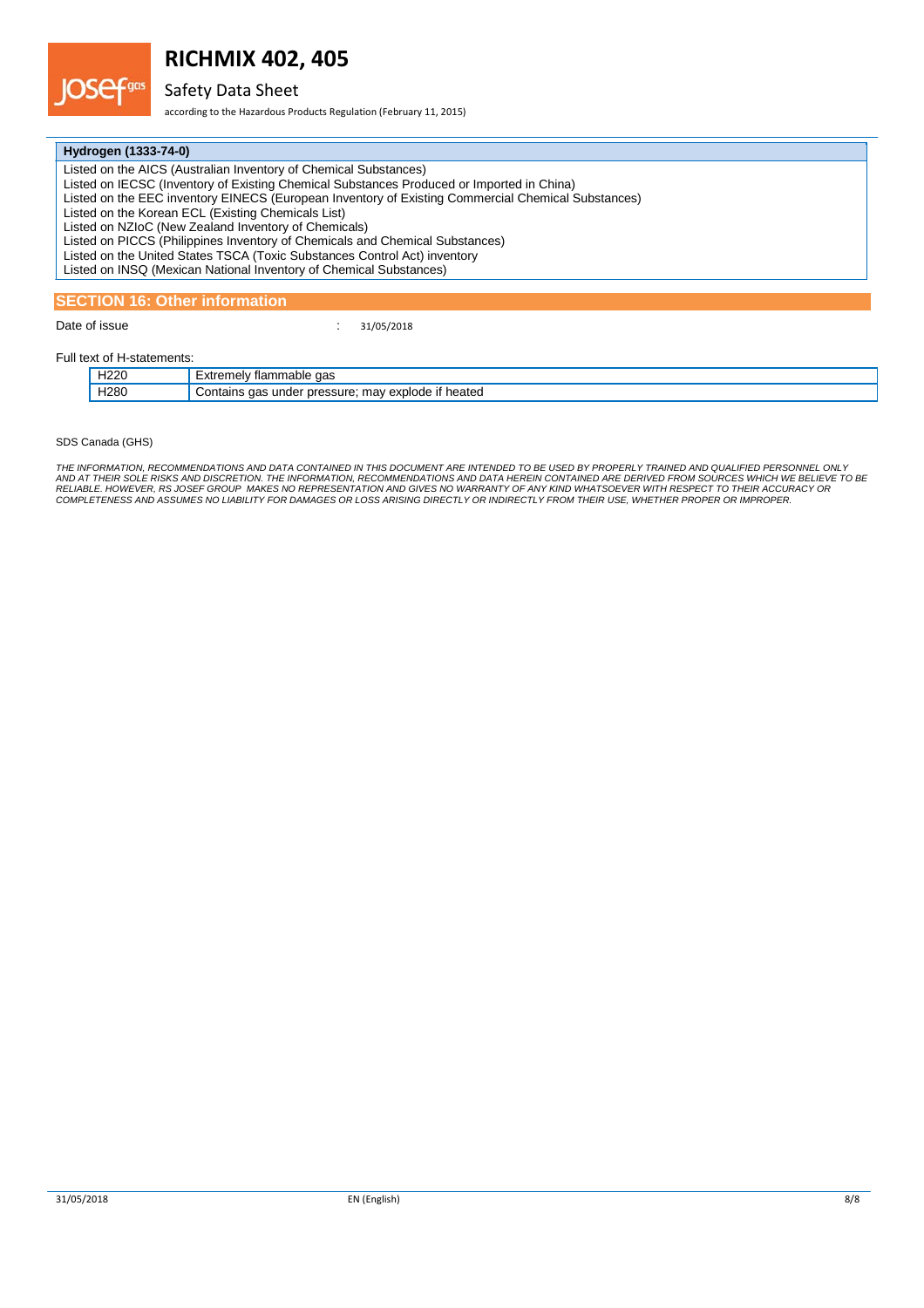| Hydrogen (1333-74-0) |
|---|
| Listed on the AICS (Australian Inventory of Chemical Substances) |
| Listed on IECSC (Inventory of Existing Chemical Substances Produced or Imported in China) |
| Listed on the EEC inventory EINECS (European Inventory of Existing Commercial Chemical Substances) |
| Listed on the Korean ECL (Existing Chemicals List) |
| Listed on NZIoC (New Zealand Inventory of Chemicals) |
| Listed on PICCS (Philippines Inventory of Chemicals and Chemical Substances) |
| Listed on the United States TSCA (Toxic Substances Control Act) inventory |
| Listed on INSQ (Mexican National Inventory of Chemical Substances) |

## SECTION 16: Other information

Date of issue : 31/05/2018

Full text of H-statements:

| | |
|---|---|
| H220 | Extremely flammable gas |
| H280 | Contains gas under pressure; may explode if heated |

SDS Canada (GHS)

*THE INFORMATION, RECOMMENDATIONS AND DATA CONTAINED IN THIS DOCUMENT ARE INTENDED TO BE USED BY PROPERLY TRAINED AND QUALIFIED PERSONNEL ONLY AND AT THEIR SOLE RISKS AND DISCRETION. THE INFORMATION, RECOMMENDATIONS AND DATA HEREIN CONTAINED ARE DERIVED FROM SOURCES WHICH WE BELIEVE TO BE RELIABLE. HOWEVER, RS JOSEF GROUP MAKES NO REPRESENTATION AND GIVES NO WARRANTY OF ANY KIND WHATSOEVER WITH RESPECT TO THEIR ACCURACY OR COMPLETENESS AND ASSUMES NO LIABILITY FOR DAMAGES OR LOSS ARISING DIRECTLY OR INDIRECTLY FROM THEIR USE, WHETHER PROPER OR IMPROPER.*